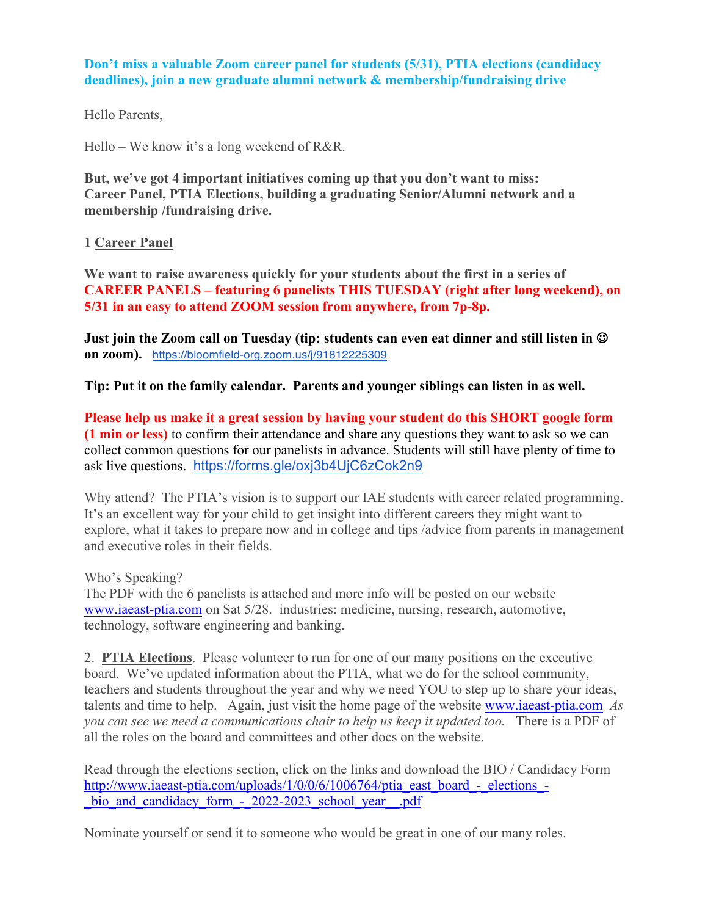**Don't miss a valuable Zoom career panel for students (5/31), PTIA elections (candidacy deadlines), join a new graduate alumni network & membership/fundraising drive**

Hello Parents,

Hello – We know it's a long weekend of R&R.

**But, we've got 4 important initiatives coming up that you don't want to miss: Career Panel, PTIA Elections, building a graduating Senior/Alumni network and a membership /fundraising drive.**

**1 Career Panel**

**We want to raise awareness quickly for your students about the first in a series of CAREER PANELS – featuring 6 panelists THIS TUESDAY (right after long weekend), on 5/31 in an easy to attend ZOOM session from anywhere, from 7p-8p.**

**Just join the Zoom call on Tuesday (tip: students can even eat dinner and still listen in ☺ on zoom).** https://bloomfield-org.zoom.us/j/91812225309

**Tip: Put it on the family calendar. Parents and younger siblings can listen in as well.**

**Please help us make it a great session by having your student do this SHORT google form (1 min or less)** to confirm their attendance and share any questions they want to ask so we can collect common questions for our panelists in advance. Students will still have plenty of time to ask live questions. https://forms.gle/oxj3b4UjC6zCok2n9

Why attend? The PTIA's vision is to support our IAE students with career related programming. It's an excellent way for your child to get insight into different careers they might want to explore, what it takes to prepare now and in college and tips /advice from parents in management and executive roles in their fields.

Who's Speaking?
The PDF with the 6 panelists is attached and more info will be posted on our website www.iaeast-ptia.com on Sat 5/28. industries: medicine, nursing, research, automotive, technology, software engineering and banking.

2. **PTIA Elections**. Please volunteer to run for one of our many positions on the executive board. We've updated information about the PTIA, what we do for the school community, teachers and students throughout the year and why we need YOU to step up to share your ideas, talents and time to help. Again, just visit the home page of the website www.iaeast-ptia.com *As you can see we need a communications chair to help us keep it updated too.* There is a PDF of all the roles on the board and committees and other docs on the website.

Read through the elections section, click on the links and download the BIO / Candidacy Form http://www.iaeast-ptia.com/uploads/1/0/0/6/1006764/ptia_east_board_-_elections_-_bio_and_candidacy_form_-_2022-2023_school_year__.pdf

Nominate yourself or send it to someone who would be great in one of our many roles.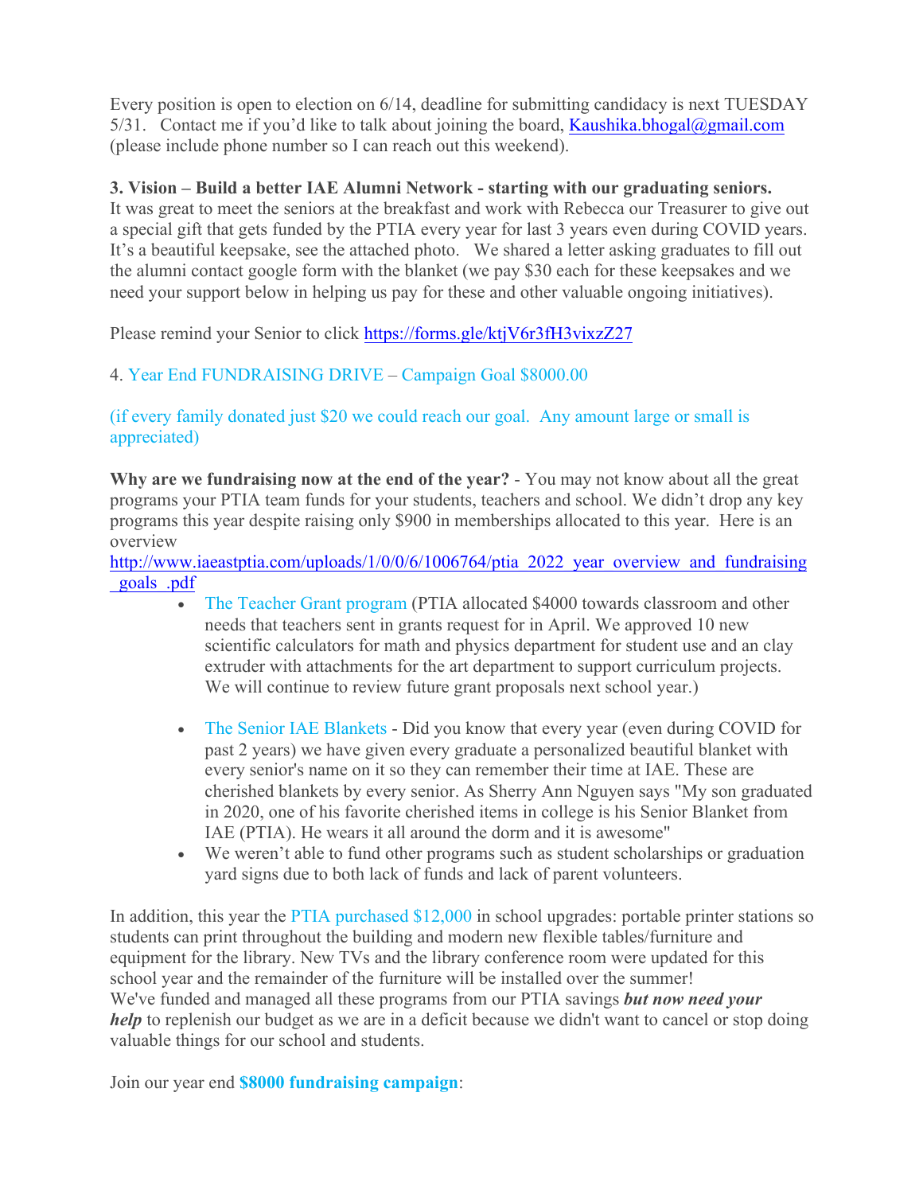Every position is open to election on 6/14, deadline for submitting candidacy is next TUESDAY 5/31. Contact me if you'd like to talk about joining the board, [Kaushika.bhogal@gmail.com](mailto:Kaushika.bhogal@gmail.com) (please include phone number so I can reach out this weekend).

**3. Vision – Build a better IAE Alumni Network - starting with our graduating seniors.**
It was great to meet the seniors at the breakfast and work with Rebecca our Treasurer to give out a special gift that gets funded by the PTIA every year for last 3 years even during COVID years. It's a beautiful keepsake, see the attached photo. We shared a letter asking graduates to fill out the alumni contact google form with the blanket (we pay $30 each for these keepsakes and we need your support below in helping us pay for these and other valuable ongoing initiatives).

Please remind your Senior to click https://forms.gle/ktjV6r3fH3vixzZ27

4. Year End FUNDRAISING DRIVE – Campaign Goal $8000.00

(if every family donated just $20 we could reach our goal. Any amount large or small is appreciated)

**Why are we fundraising now at the end of the year?** - You may not know about all the great programs your PTIA team funds for your students, teachers and school. We didn't drop any key programs this year despite raising only $900 in memberships allocated to this year. Here is an overview
http://www.iaeastptia.com/uploads/1/0/0/6/1006764/ptia_2022_year_overview_and_fundraising_goals_.pdf

- The Teacher Grant program (PTIA allocated $4000 towards classroom and other needs that teachers sent in grants request for in April. We approved 10 new scientific calculators for math and physics department for student use and an clay extruder with attachments for the art department to support curriculum projects. We will continue to review future grant proposals next school year.)

- The Senior IAE Blankets - Did you know that every year (even during COVID for past 2 years) we have given every graduate a personalized beautiful blanket with every senior's name on it so they can remember their time at IAE. These are cherished blankets by every senior. As Sherry Ann Nguyen says "My son graduated in 2020, one of his favorite cherished items in college is his Senior Blanket from IAE (PTIA). He wears it all around the dorm and it is awesome"
- We weren't able to fund other programs such as student scholarships or graduation yard signs due to both lack of funds and lack of parent volunteers.

In addition, this year the PTIA purchased $12,000 in school upgrades: portable printer stations so students can print throughout the building and modern new flexible tables/furniture and equipment for the library. New TVs and the library conference room were updated for this school year and the remainder of the furniture will be installed over the summer!
We've funded and managed all these programs from our PTIA savings ***but now need your help*** to replenish our budget as we are in a deficit because we didn't want to cancel or stop doing valuable things for our school and students.

Join our year end **$8000 fundraising campaign**: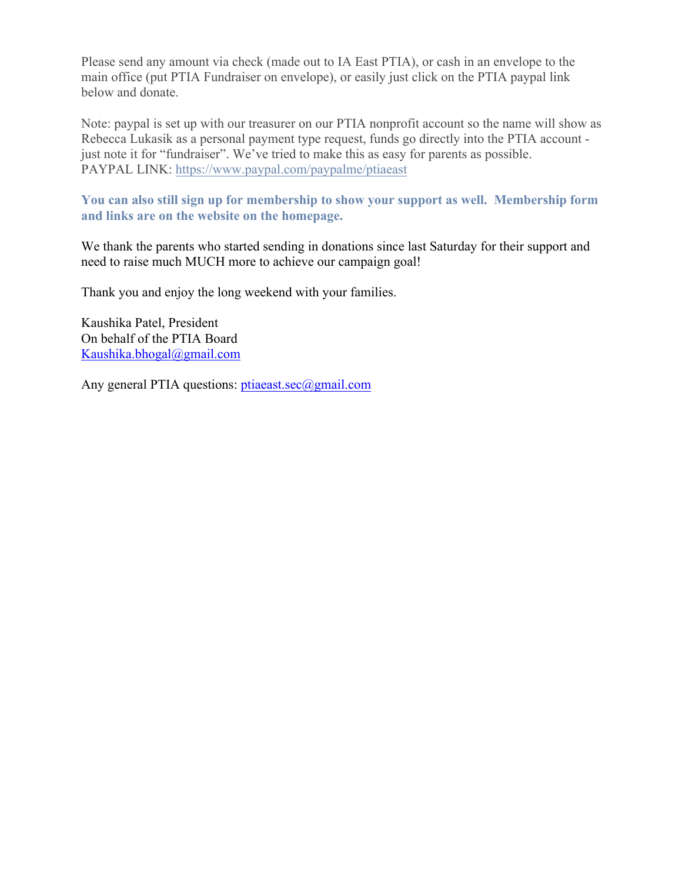Please send any amount via check (made out to IA East PTIA), or cash in an envelope to the main office (put PTIA Fundraiser on envelope), or easily just click on the PTIA paypal link below and donate.

Note: paypal is set up with our treasurer on our PTIA nonprofit account so the name will show as Rebecca Lukasik as a personal payment type request, funds go directly into the PTIA account - just note it for "fundraiser". We've tried to make this as easy for parents as possible.
PAYPAL LINK: https://www.paypal.com/paypalme/ptiaeast

**You can also still sign up for membership to show your support as well. Membership form and links are on the website on the homepage.**

We thank the parents who started sending in donations since last Saturday for their support and need to raise much MUCH more to achieve our campaign goal!

Thank you and enjoy the long weekend with your families.

Kaushika Patel, President
On behalf of the PTIA Board
Kaushika.bhogal@gmail.com

Any general PTIA questions: ptiaeast.sec@gmail.com